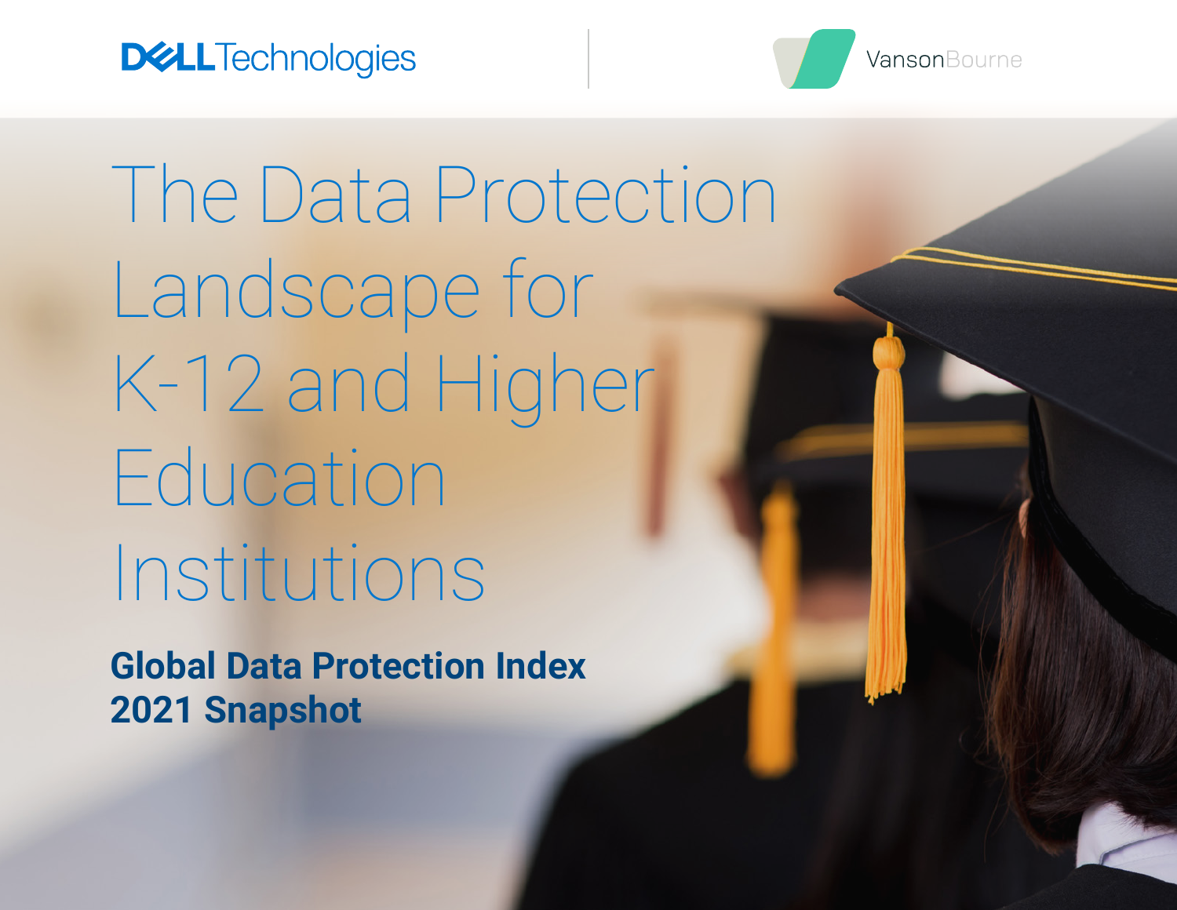Dell Technologies | VansonBourne

# The Data Protection Landscape for K-12 and Higher Education Institutions

## Global Data Protection Index 2021 Snapshot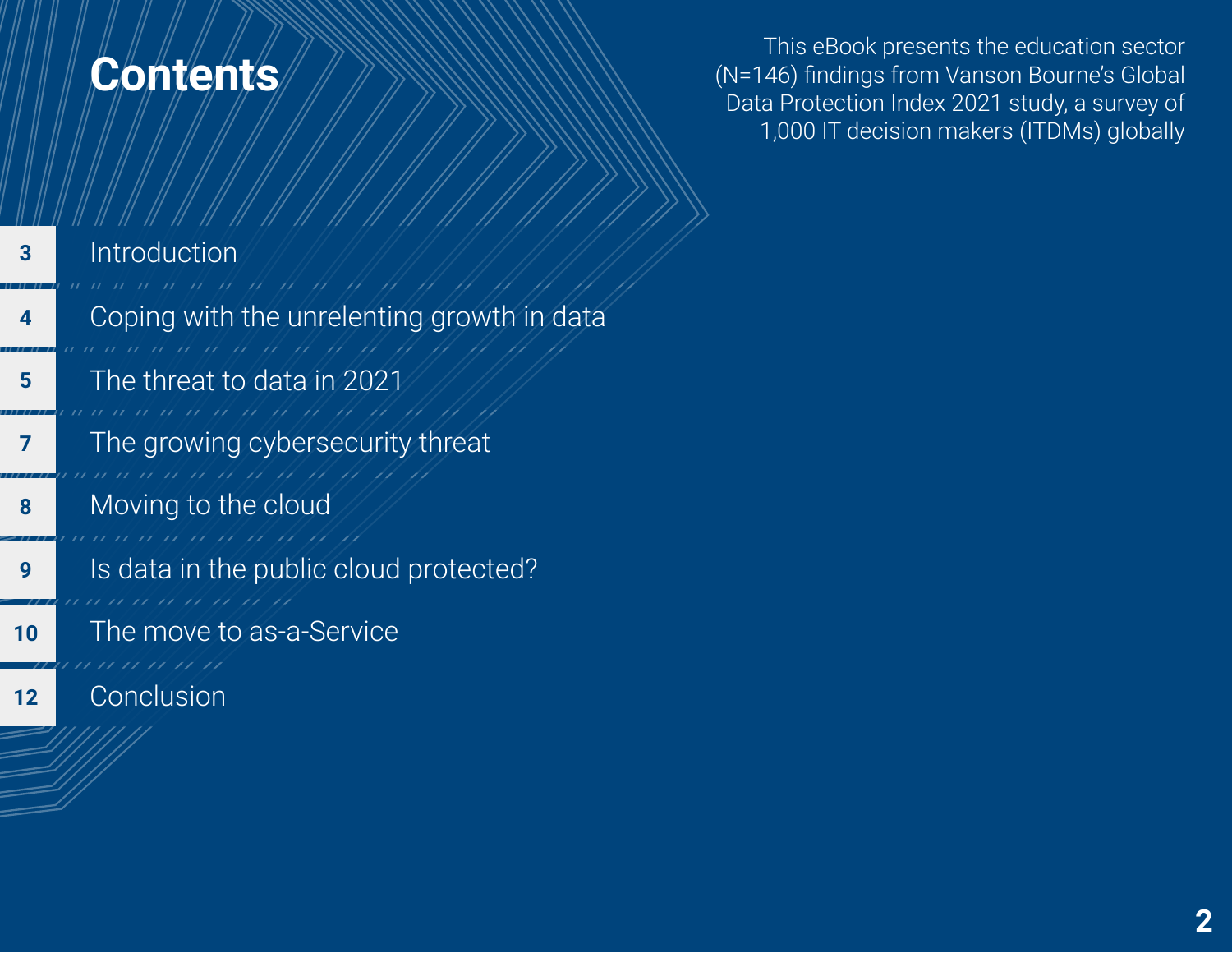# Contents

This eBook presents the education sector (N=146) findings from Vanson Bourne's Global Data Protection Index 2021 study, a survey of 1,000 IT decision makers (ITDMs) globally

| | |
|---|---|
| 3 | Introduction |
| 4 | Coping with the unrelenting growth in data |
| 5 | The threat to data in 2021 |
| 7 | The growing cybersecurity threat |
| 8 | Moving to the cloud |
| 9 | Is data in the public cloud protected? |
| 10 | The move to as-a-Service |
| 12 | Conclusion |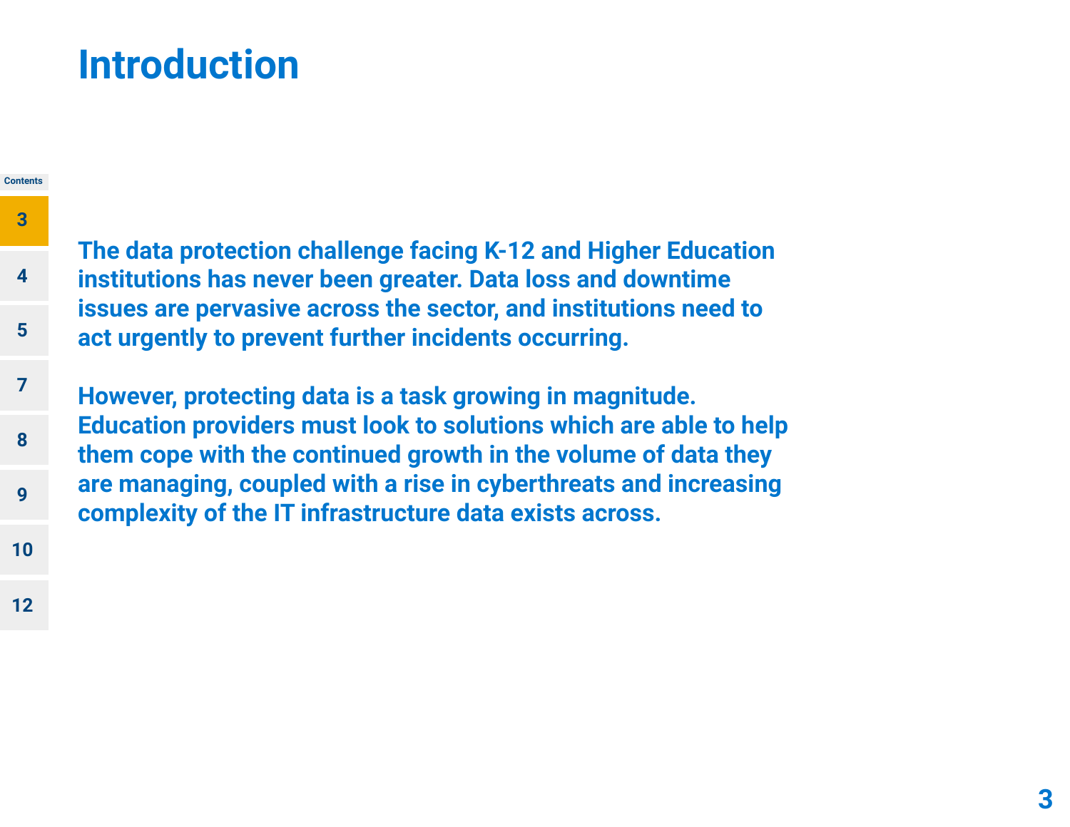# Introduction

**The data protection challenge facing K-12 and Higher Education institutions has never been greater. Data loss and downtime issues are pervasive across the sector, and institutions need to act urgently to prevent further incidents occurring.**

**However, protecting data is a task growing in magnitude. Education providers must look to solutions which are able to help them cope with the continued growth in the volume of data they are managing, coupled with a rise in cyberthreats and increasing complexity of the IT infrastructure data exists across.**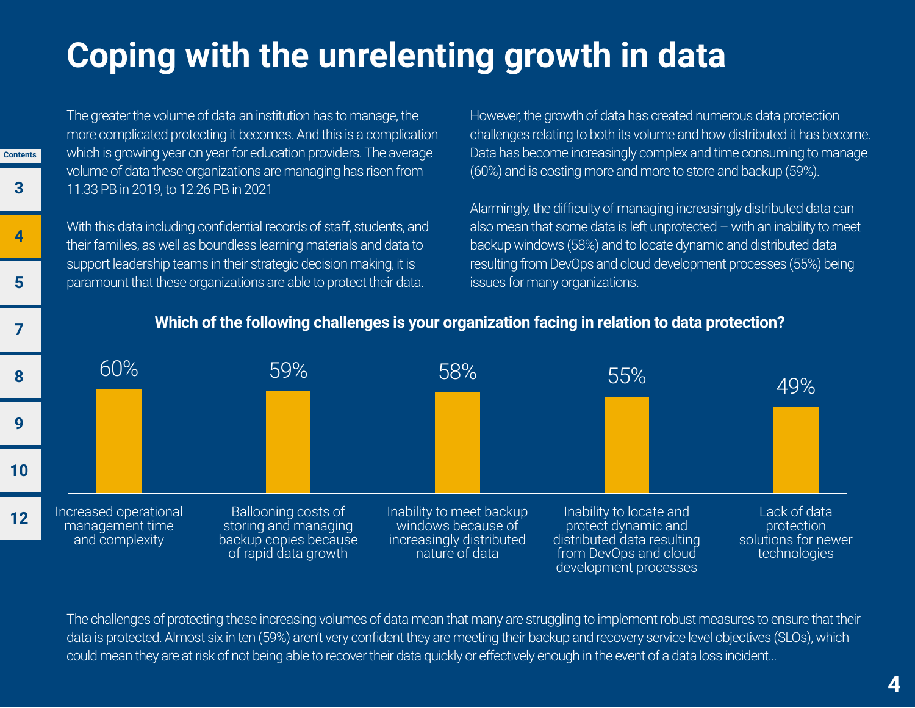# Coping with the unrelenting growth in data

The greater the volume of data an institution has to manage, the more complicated protecting it becomes. And this is a complication which is growing year on year for education providers. The average volume of data these organizations are managing has risen from 11.33 PB in 2019, to 12.26 PB in 2021

With this data including confidential records of staff, students, and their families, as well as boundless learning materials and data to support leadership teams in their strategic decision making, it is paramount that these organizations are able to protect their data.

However, the growth of data has created numerous data protection challenges relating to both its volume and how distributed it has become. Data has become increasingly complex and time consuming to manage (60%) and is costing more and more to store and backup (59%).

Alarmingly, the difficulty of managing increasingly distributed data can also mean that some data is left unprotected – with an inability to meet backup windows (58%) and to locate dynamic and distributed data resulting from DevOps and cloud development processes (55%) being issues for many organizations.

**Which of the following challenges is your organization facing in relation to data protection?**

| Challenge | % |
| --- | --- |
| Increased operational management time and complexity | 60% |
| Ballooning costs of storing and managing backup copies because of rapid data growth | 59% |
| Inability to meet backup windows because of increasingly distributed nature of data | 58% |
| Inability to locate and protect dynamic and distributed data resulting from DevOps and cloud development processes | 55% |
| Lack of data protection solutions for newer technologies | 49% |

The challenges of protecting these increasing volumes of data mean that many are struggling to implement robust measures to ensure that their data is protected. Almost six in ten (59%) aren't very confident they are meeting their backup and recovery service level objectives (SLOs), which could mean they are at risk of not being able to recover their data quickly or effectively enough in the event of a data loss incident...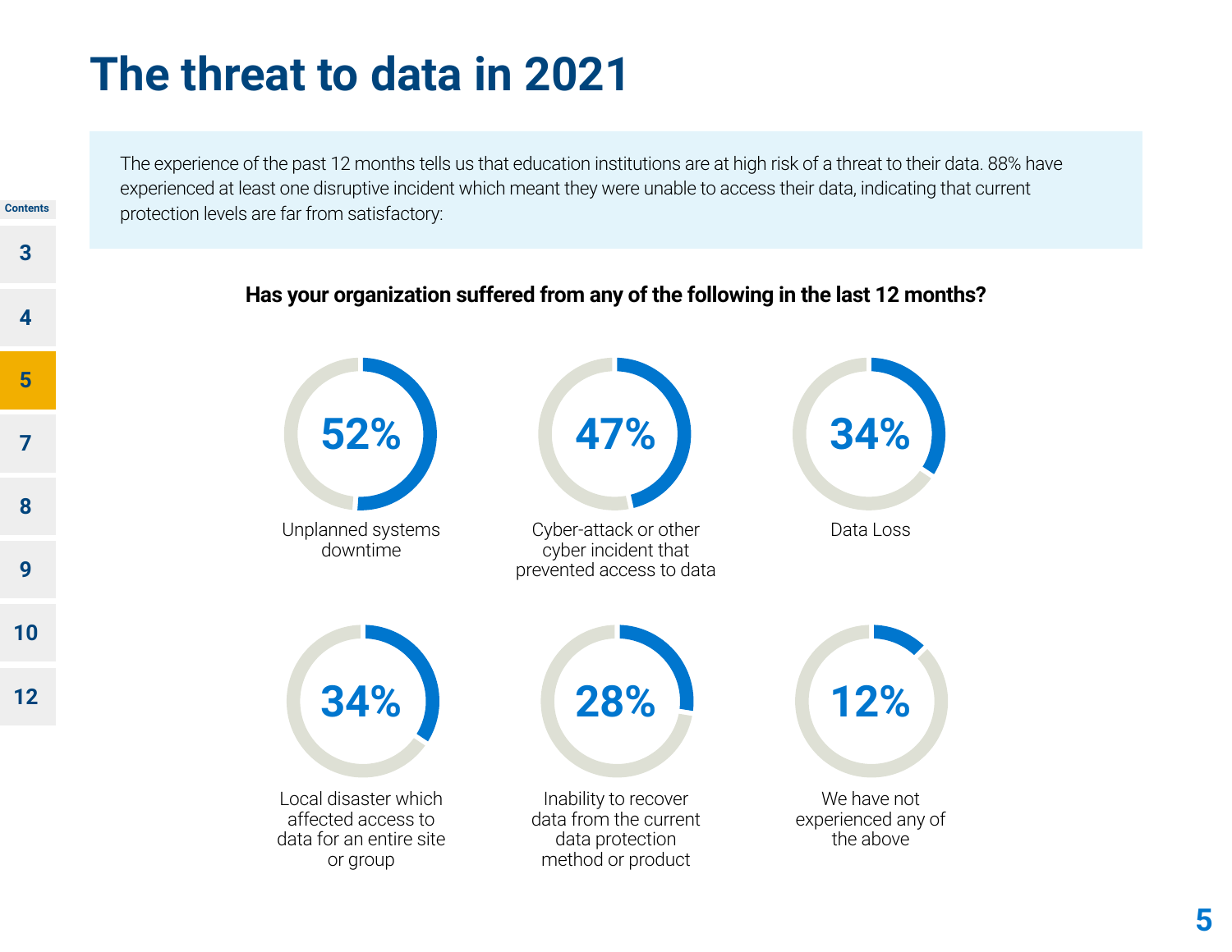# The threat to data in 2021

The experience of the past 12 months tells us that education institutions are at high risk of a threat to their data. 88% have experienced at least one disruptive incident which meant they were unable to access their data, indicating that current protection levels are far from satisfactory:

**Has your organization suffered from any of the following in the last 12 months?**

| Incident | Percentage |
|---|---|
| Unplanned systems downtime | 52% |
| Cyber-attack or other cyber incident that prevented access to data | 47% |
| Data Loss | 34% |
| Local disaster which affected access to data for an entire site or group | 34% |
| Inability to recover data from the current data protection method or product | 28% |
| We have not experienced any of the above | 12% |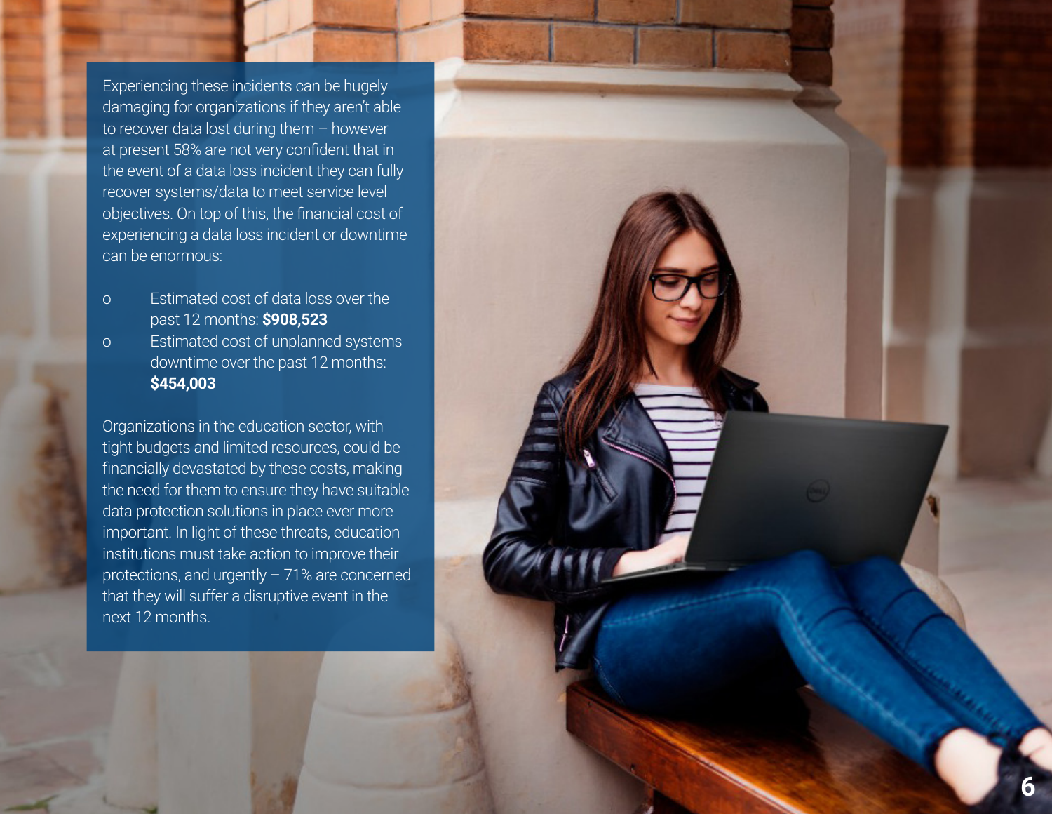Experiencing these incidents can be hugely damaging for organizations if they aren't able to recover data lost during them – however at present 58% are not very confident that in the event of a data loss incident they can fully recover systems/data to meet service level objectives. On top of this, the financial cost of experiencing a data loss incident or downtime can be enormous:

- Estimated cost of data loss over the past 12 months: **$908,523**
- Estimated cost of unplanned systems downtime over the past 12 months: **$454,003**

Organizations in the education sector, with tight budgets and limited resources, could be financially devastated by these costs, making the need for them to ensure they have suitable data protection solutions in place ever more important. In light of these threats, education institutions must take action to improve their protections, and urgently – 71% are concerned that they will suffer a disruptive event in the next 12 months.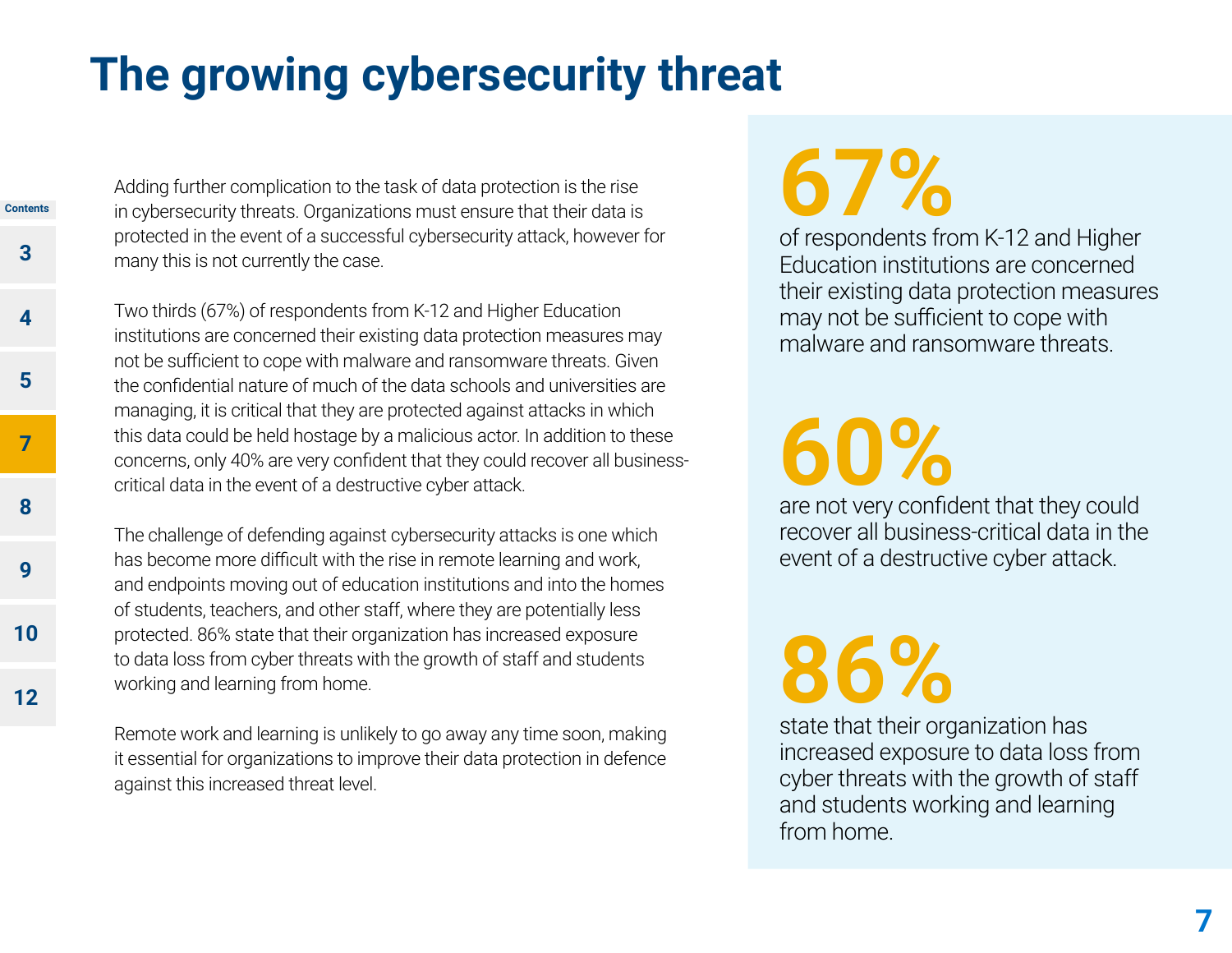# The growing cybersecurity threat

Adding further complication to the task of data protection is the rise in cybersecurity threats. Organizations must ensure that their data is protected in the event of a successful cybersecurity attack, however for many this is not currently the case.

Two thirds (67%) of respondents from K-12 and Higher Education institutions are concerned their existing data protection measures may not be sufficient to cope with malware and ransomware threats. Given the confidential nature of much of the data schools and universities are managing, it is critical that they are protected against attacks in which this data could be held hostage by a malicious actor. In addition to these concerns, only 40% are very confident that they could recover all business-critical data in the event of a destructive cyber attack.

The challenge of defending against cybersecurity attacks is one which has become more difficult with the rise in remote learning and work, and endpoints moving out of education institutions and into the homes of students, teachers, and other staff, where they are potentially less protected. 86% state that their organization has increased exposure to data loss from cyber threats with the growth of staff and students working and learning from home.

Remote work and learning is unlikely to go away any time soon, making it essential for organizations to improve their data protection in defence against this increased threat level.

**67%**
of respondents from K-12 and Higher Education institutions are concerned their existing data protection measures may not be sufficient to cope with malware and ransomware threats.

**60%**
are not very confident that they could recover all business-critical data in the event of a destructive cyber attack.

**86%**
state that their organization has increased exposure to data loss from cyber threats with the growth of staff and students working and learning from home.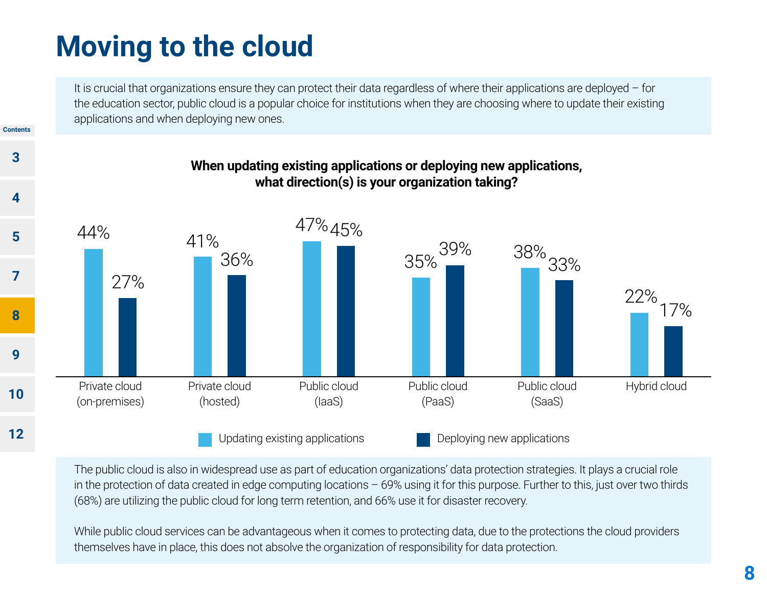# Moving to the cloud

It is crucial that organizations ensure they can protect their data regardless of where their applications are deployed – for the education sector, public cloud is a popular choice for institutions when they are choosing where to update their existing applications and when deploying new ones.

**When updating existing applications or deploying new applications, what direction(s) is your organization taking?**

| | Updating existing applications | Deploying new applications |
|---|---|---|
| Private cloud (on-premises) | 44% | 27% |
| Private cloud (hosted) | 41% | 36% |
| Public cloud (IaaS) | 47% | 45% |
| Public cloud (PaaS) | 35% | 39% |
| Public cloud (SaaS) | 38% | 33% |
| Hybrid cloud | 22% | 17% |

The public cloud is also in widespread use as part of education organizations' data protection strategies. It plays a crucial role in the protection of data created in edge computing locations – 69% using it for this purpose. Further to this, just over two thirds (68%) are utilizing the public cloud for long term retention, and 66% use it for disaster recovery.

While public cloud services can be advantageous when it comes to protecting data, due to the protections the cloud providers themselves have in place, this does not absolve the organization of responsibility for data protection.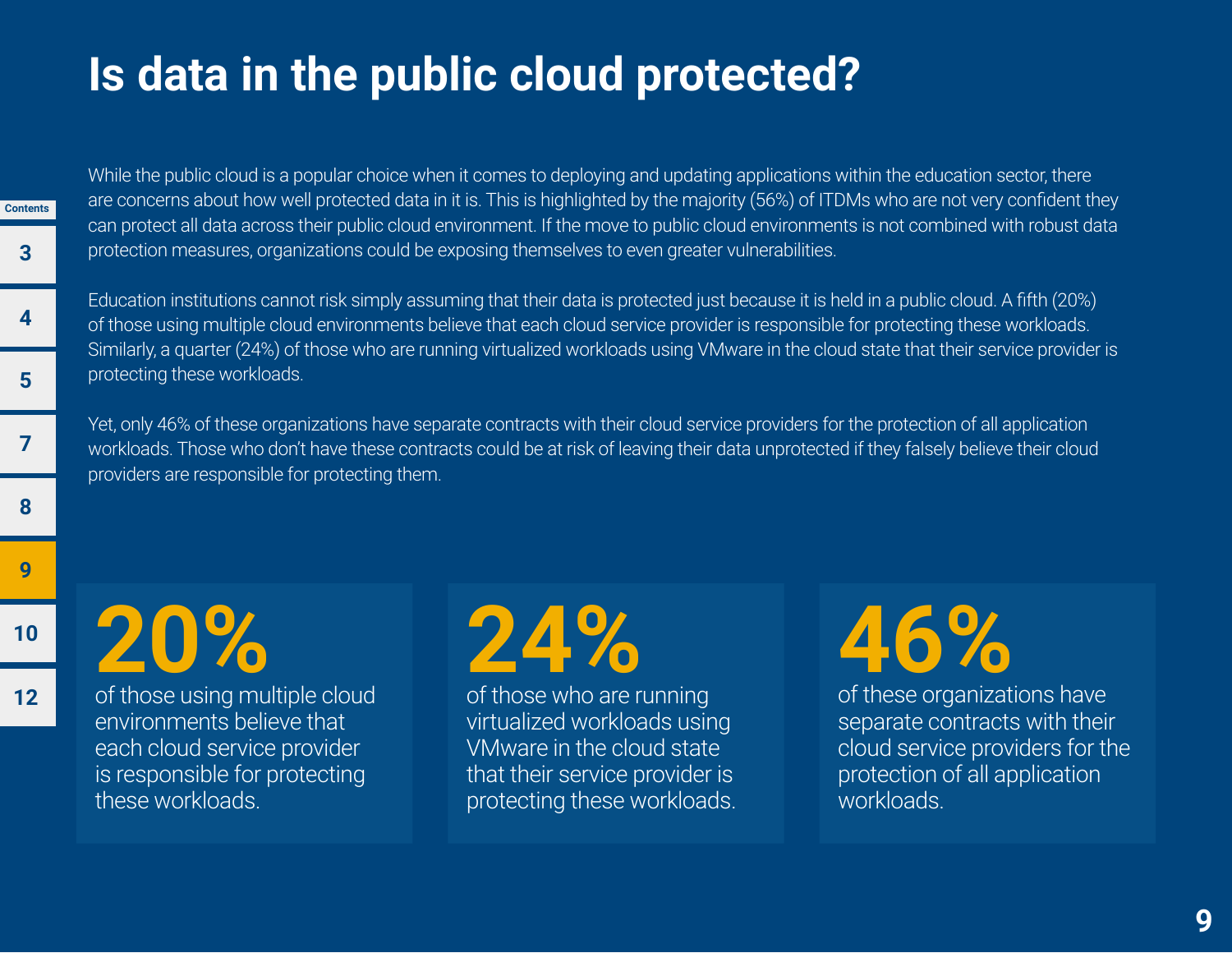# Is data in the public cloud protected?

While the public cloud is a popular choice when it comes to deploying and updating applications within the education sector, there are concerns about how well protected data in it is. This is highlighted by the majority (56%) of ITDMs who are not very confident they can protect all data across their public cloud environment. If the move to public cloud environments is not combined with robust data protection measures, organizations could be exposing themselves to even greater vulnerabilities.

Education institutions cannot risk simply assuming that their data is protected just because it is held in a public cloud. A fifth (20%) of those using multiple cloud environments believe that each cloud service provider is responsible for protecting these workloads. Similarly, a quarter (24%) of those who are running virtualized workloads using VMware in the cloud state that their service provider is protecting these workloads.

Yet, only 46% of these organizations have separate contracts with their cloud service providers for the protection of all application workloads. Those who don't have these contracts could be at risk of leaving their data unprotected if they falsely believe their cloud providers are responsible for protecting them.

**20%**
of those using multiple cloud environments believe that each cloud service provider is responsible for protecting these workloads.

**24%**
of those who are running virtualized workloads using VMware in the cloud state that their service provider is protecting these workloads.

**46%**
of these organizations have separate contracts with their cloud service providers for the protection of all application workloads.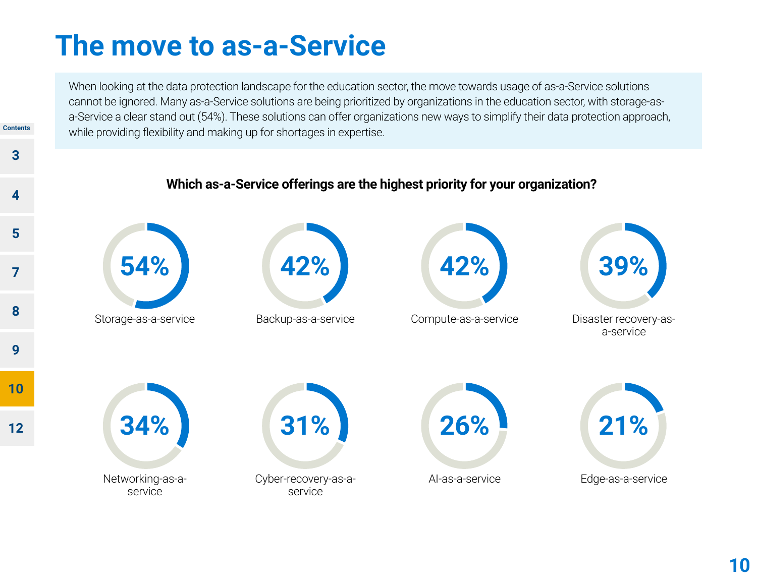# The move to as-a-Service

When looking at the data protection landscape for the education sector, the move towards usage of as-a-Service solutions cannot be ignored. Many as-a-Service solutions are being prioritized by organizations in the education sector, with storage-as-a-Service a clear stand out (54%). These solutions can offer organizations new ways to simplify their data protection approach, while providing flexibility and making up for shortages in expertise.

**Which as-a-Service offerings are the highest priority for your organization?**

| Offering | Percentage |
| --- | --- |
| Storage-as-a-service | 54% |
| Backup-as-a-service | 42% |
| Compute-as-a-service | 42% |
| Disaster recovery-as-a-service | 39% |
| Networking-as-a-service | 34% |
| Cyber-recovery-as-a-service | 31% |
| AI-as-a-service | 26% |
| Edge-as-a-service | 21% |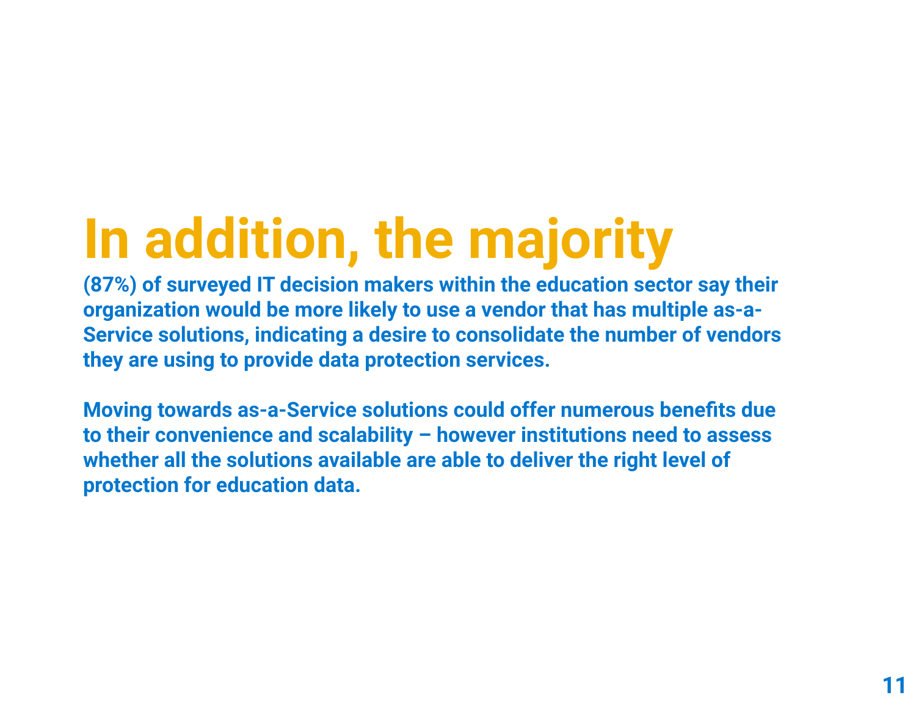# In addition, the majority

**(87%) of surveyed IT decision makers within the education sector say their organization would be more likely to use a vendor that has multiple as-a-Service solutions, indicating a desire to consolidate the number of vendors they are using to provide data protection services.**

**Moving towards as-a-Service solutions could offer numerous benefits due to their convenience and scalability – however institutions need to assess whether all the solutions available are able to deliver the right level of protection for education data.**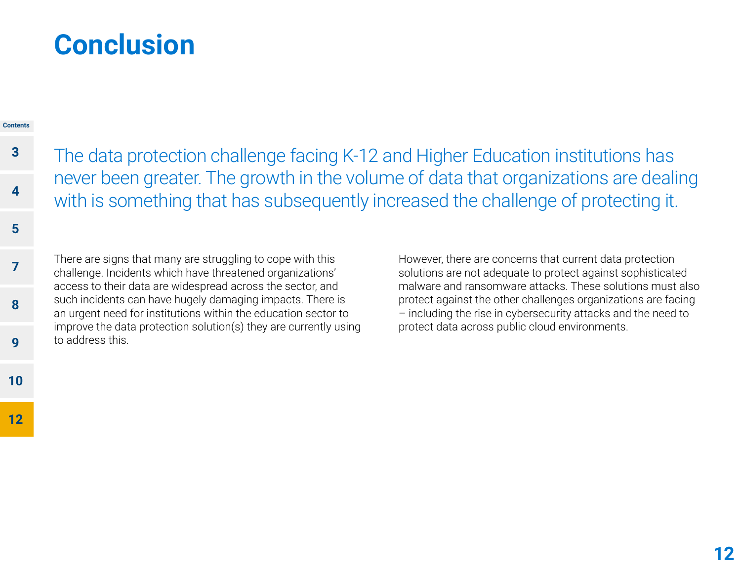# Conclusion

The data protection challenge facing K-12 and Higher Education institutions has never been greater. The growth in the volume of data that organizations are dealing with is something that has subsequently increased the challenge of protecting it.

There are signs that many are struggling to cope with this challenge. Incidents which have threatened organizations' access to their data are widespread across the sector, and such incidents can have hugely damaging impacts. There is an urgent need for institutions within the education sector to improve the data protection solution(s) they are currently using to address this.

However, there are concerns that current data protection solutions are not adequate to protect against sophisticated malware and ransomware attacks. These solutions must also protect against the other challenges organizations are facing – including the rise in cybersecurity attacks and the need to protect data across public cloud environments.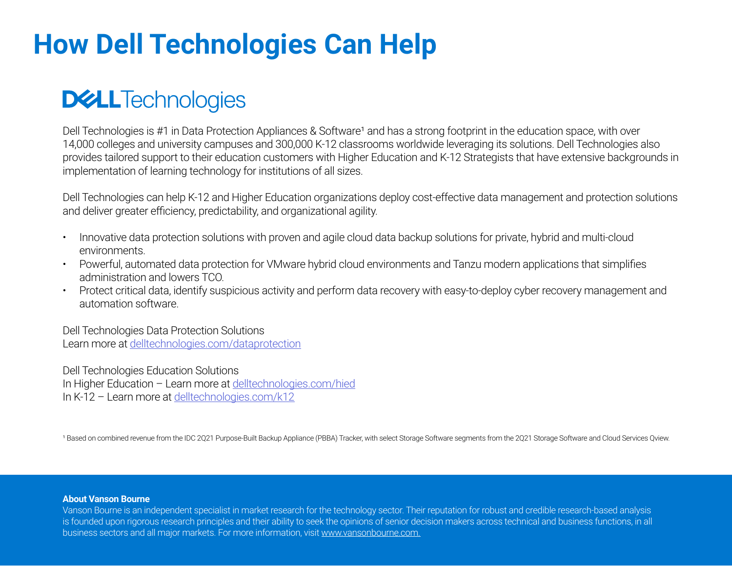# How Dell Technologies Can Help

DELL Technologies

Dell Technologies is #1 in Data Protection Appliances & Software[1] and has a strong footprint in the education space, with over 14,000 colleges and university campuses and 300,000 K-12 classrooms worldwide leveraging its solutions. Dell Technologies also provides tailored support to their education customers with Higher Education and K-12 Strategists that have extensive backgrounds in implementation of learning technology for institutions of all sizes.

Dell Technologies can help K-12 and Higher Education organizations deploy cost-effective data management and protection solutions and deliver greater efficiency, predictability, and organizational agility.

- Innovative data protection solutions with proven and agile cloud data backup solutions for private, hybrid and multi-cloud environments.
- Powerful, automated data protection for VMware hybrid cloud environments and Tanzu modern applications that simplifies administration and lowers TCO.
- Protect critical data, identify suspicious activity and perform data recovery with easy-to-deploy cyber recovery management and automation software.

Dell Technologies Data Protection Solutions
Learn more at [delltechnologies.com/dataprotection](delltechnologies.com/dataprotection)

Dell Technologies Education Solutions
In Higher Education – Learn more at [delltechnologies.com/hied](delltechnologies.com/hied)
In K-12 – Learn more at [delltechnologies.com/k12](delltechnologies.com/k12)

[1] Based on combined revenue from the IDC 2Q21 Purpose-Built Backup Appliance (PBBA) Tracker, with select Storage Software segments from the 2Q21 Storage Software and Cloud Services Qview.

**About Vanson Bourne**
Vanson Bourne is an independent specialist in market research for the technology sector. Their reputation for robust and credible research-based analysis is founded upon rigorous research principles and their ability to seek the opinions of senior decision makers across technical and business functions, in all business sectors and all major markets. For more information, visit [www.vansonbourne.com.](www.vansonbourne.com)